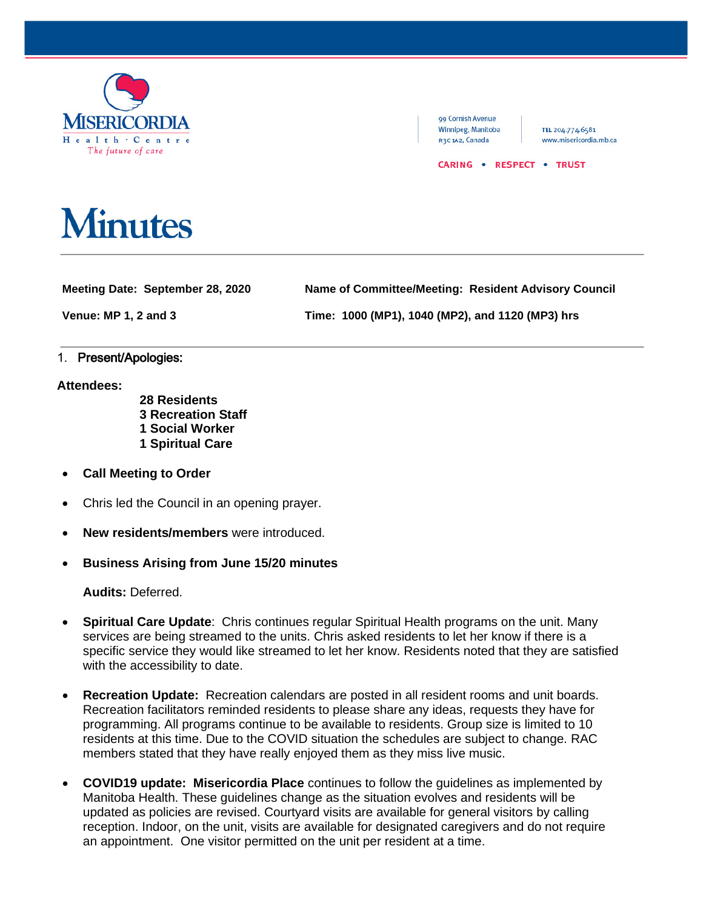Misericordia Health Centre
*The future of care*

99 Cornish Avenue
Winnipeg, Manitoba
R3C 1A2, Canada

TEL 204.774.6581
www.misericordia.mb.ca

CARING • RESPECT • TRUST

# Minutes

**Meeting Date: September 28, 2020** **Name of Committee/Meeting: Resident Advisory Council**

**Venue: MP 1, 2 and 3** **Time: 1000 (MP1), 1040 (MP2), and 1120 (MP3) hrs**

1. **Present/Apologies:**

**Attendees:**

**28 Residents**
**3 Recreation Staff**
**1 Social Worker**
**1 Spiritual Care**

- **Call Meeting to Order**
- Chris led the Council in an opening prayer.
- **New residents/members** were introduced.
- **Business Arising from June 15/20 minutes**

  **Audits:** Deferred.

- **Spiritual Care Update**: Chris continues regular Spiritual Health programs on the unit. Many services are being streamed to the units. Chris asked residents to let her know if there is a specific service they would like streamed to let her know. Residents noted that they are satisfied with the accessibility to date.
- **Recreation Update:** Recreation calendars are posted in all resident rooms and unit boards. Recreation facilitators reminded residents to please share any ideas, requests they have for programming. All programs continue to be available to residents. Group size is limited to 10 residents at this time. Due to the COVID situation the schedules are subject to change. RAC members stated that they have really enjoyed them as they miss live music.
- **COVID19 update: Misericordia Place** continues to follow the guidelines as implemented by Manitoba Health. These guidelines change as the situation evolves and residents will be updated as policies are revised. Courtyard visits are available for general visitors by calling reception. Indoor, on the unit, visits are available for designated caregivers and do not require an appointment. One visitor permitted on the unit per resident at a time.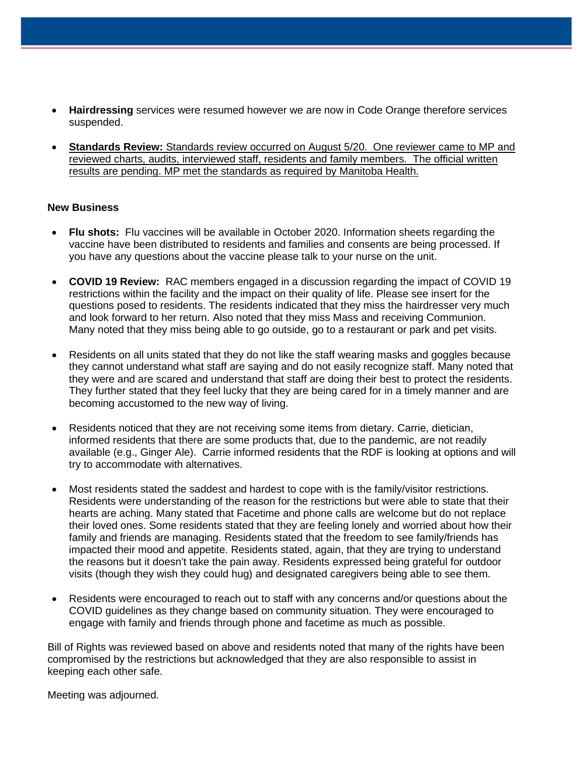- **Hairdressing** services were resumed however we are now in Code Orange therefore services suspended.

- <u>**Standards Review:** Standards review occurred on August 5/20. One reviewer came to MP and reviewed charts, audits, interviewed staff, residents and family members. The official written results are pending. MP met the standards as required by Manitoba Health.</u>

**New Business**

- **Flu shots:** Flu vaccines will be available in October 2020. Information sheets regarding the vaccine have been distributed to residents and families and consents are being processed. If you have any questions about the vaccine please talk to your nurse on the unit.

- **COVID 19 Review:** RAC members engaged in a discussion regarding the impact of COVID 19 restrictions within the facility and the impact on their quality of life. Please see insert for the questions posed to residents. The residents indicated that they miss the hairdresser very much and look forward to her return. Also noted that they miss Mass and receiving Communion. Many noted that they miss being able to go outside, go to a restaurant or park and pet visits.

- Residents on all units stated that they do not like the staff wearing masks and goggles because they cannot understand what staff are saying and do not easily recognize staff. Many noted that they were and are scared and understand that staff are doing their best to protect the residents. They further stated that they feel lucky that they are being cared for in a timely manner and are becoming accustomed to the new way of living.

- Residents noticed that they are not receiving some items from dietary. Carrie, dietician, informed residents that there are some products that, due to the pandemic, are not readily available (e.g., Ginger Ale). Carrie informed residents that the RDF is looking at options and will try to accommodate with alternatives.

- Most residents stated the saddest and hardest to cope with is the family/visitor restrictions. Residents were understanding of the reason for the restrictions but were able to state that their hearts are aching. Many stated that Facetime and phone calls are welcome but do not replace their loved ones. Some residents stated that they are feeling lonely and worried about how their family and friends are managing. Residents stated that the freedom to see family/friends has impacted their mood and appetite. Residents stated, again, that they are trying to understand the reasons but it doesn't take the pain away. Residents expressed being grateful for outdoor visits (though they wish they could hug) and designated caregivers being able to see them.

- Residents were encouraged to reach out to staff with any concerns and/or questions about the COVID guidelines as they change based on community situation. They were encouraged to engage with family and friends through phone and facetime as much as possible.

Bill of Rights was reviewed based on above and residents noted that many of the rights have been compromised by the restrictions but acknowledged that they are also responsible to assist in keeping each other safe.

Meeting was adjourned.